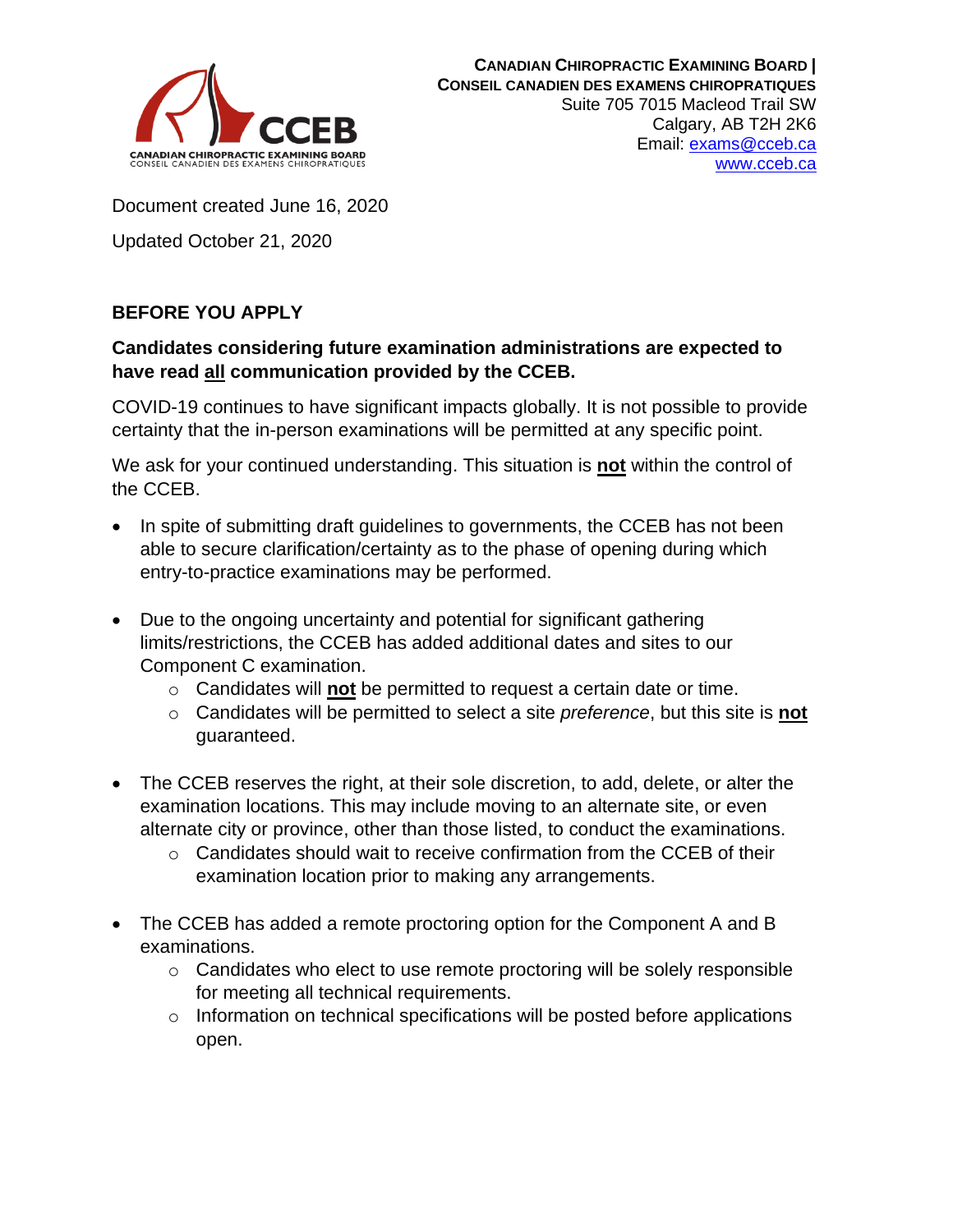**CANADIAN CHIROPRACTIC EXAMINING BOARD | CONSEIL CANADIEN DES EXAMENS CHIROPRATIQUES**
Suite 705 7015 Macleod Trail SW
Calgary, AB T2H 2K6
Email: exams@cceb.ca
www.cceb.ca

Document created June 16, 2020

Updated October 21, 2020

## BEFORE YOU APPLY

**Candidates considering future examination administrations are expected to have read all communication provided by the CCEB.**

COVID-19 continues to have significant impacts globally. It is not possible to provide certainty that the in-person examinations will be permitted at any specific point.

We ask for your continued understanding. This situation is **not** within the control of the CCEB.

- In spite of submitting draft guidelines to governments, the CCEB has not been able to secure clarification/certainty as to the phase of opening during which entry-to-practice examinations may be performed.
- Due to the ongoing uncertainty and potential for significant gathering limits/restrictions, the CCEB has added additional dates and sites to our Component C examination.
  - Candidates will **not** be permitted to request a certain date or time.
  - Candidates will be permitted to select a site *preference*, but this site is **not** guaranteed.
- The CCEB reserves the right, at their sole discretion, to add, delete, or alter the examination locations. This may include moving to an alternate site, or even alternate city or province, other than those listed, to conduct the examinations.
  - Candidates should wait to receive confirmation from the CCEB of their examination location prior to making any arrangements.
- The CCEB has added a remote proctoring option for the Component A and B examinations.
  - Candidates who elect to use remote proctoring will be solely responsible for meeting all technical requirements.
  - Information on technical specifications will be posted before applications open.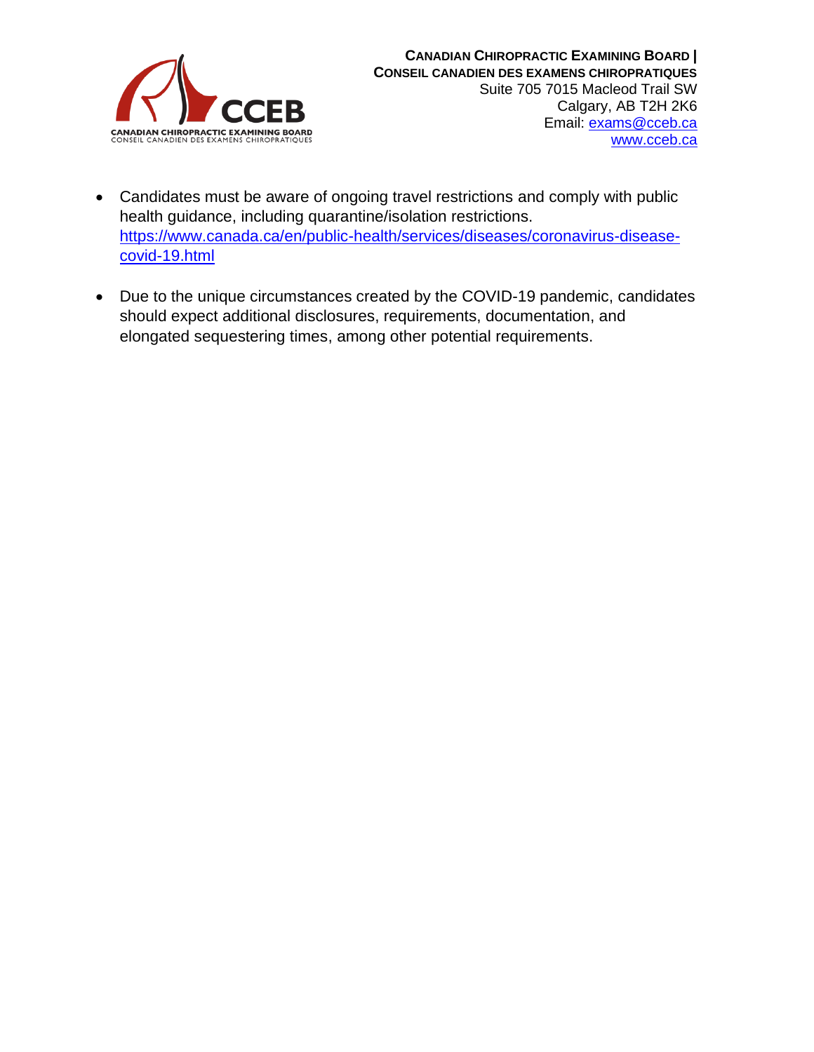**CANADIAN CHIROPRACTIC EXAMINING BOARD |**
**CONSEIL CANADIEN DES EXAMENS CHIROPRATIQUES**
Suite 705 7015 Macleod Trail SW
Calgary, AB T2H 2K6
Email: exams@cceb.ca
www.cceb.ca

- Candidates must be aware of ongoing travel restrictions and comply with public health guidance, including quarantine/isolation restrictions. https://www.canada.ca/en/public-health/services/diseases/coronavirus-disease-covid-19.html

- Due to the unique circumstances created by the COVID-19 pandemic, candidates should expect additional disclosures, requirements, documentation, and elongated sequestering times, among other potential requirements.